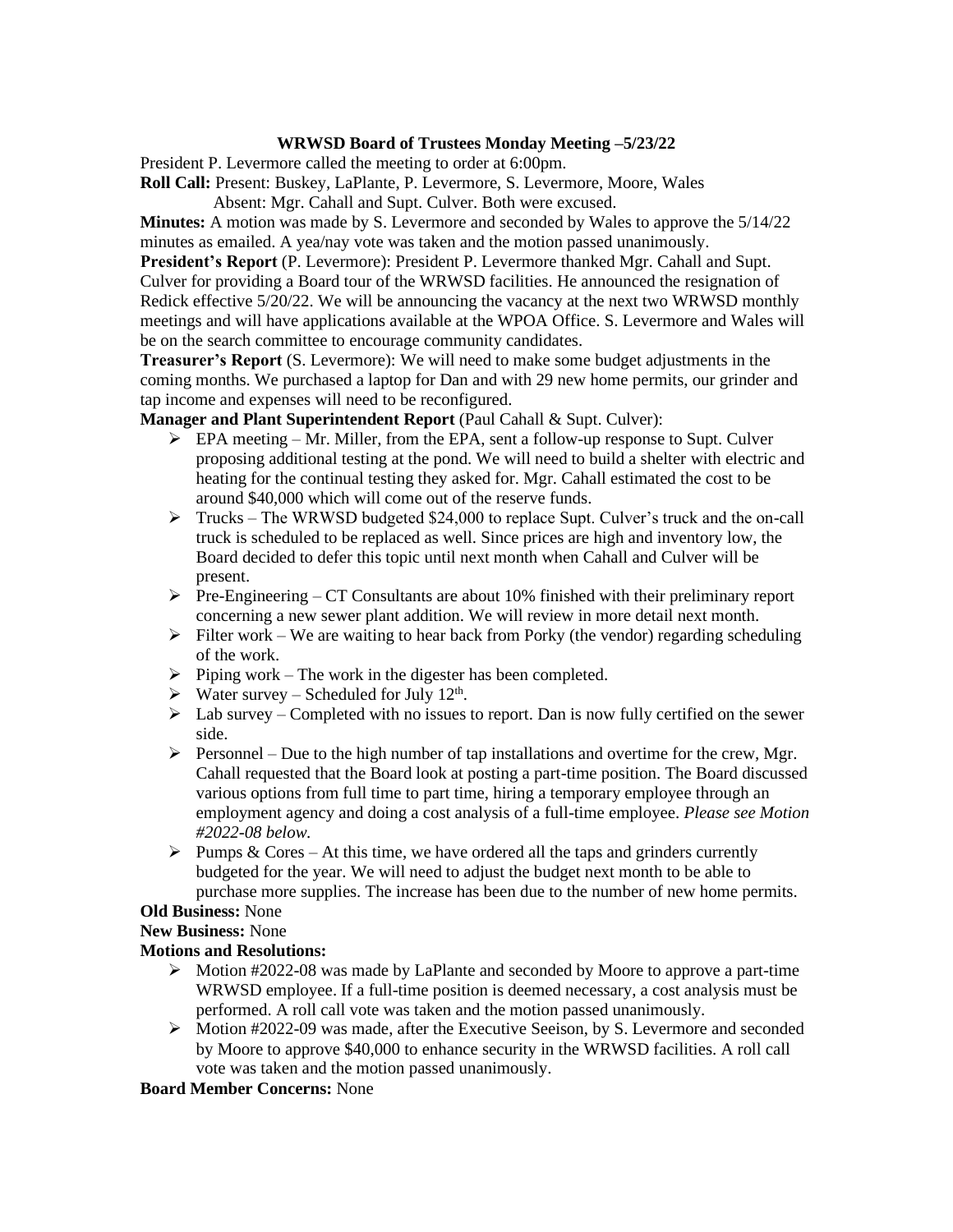**WRWSD Board of Trustees Monday Meeting –5/23/22**

President P. Levermore called the meeting to order at 6:00pm.

**Roll Call:** Present: Buskey, LaPlante, P. Levermore, S. Levermore, Moore, Wales
Absent: Mgr. Cahall and Supt. Culver. Both were excused.

**Minutes:** A motion was made by S. Levermore and seconded by Wales to approve the 5/14/22 minutes as emailed. A yea/nay vote was taken and the motion passed unanimously.

**President's Report** (P. Levermore): President P. Levermore thanked Mgr. Cahall and Supt. Culver for providing a Board tour of the WRWSD facilities. He announced the resignation of Redick effective 5/20/22. We will be announcing the vacancy at the next two WRWSD monthly meetings and will have applications available at the WPOA Office. S. Levermore and Wales will be on the search committee to encourage community candidates.

**Treasurer's Report** (S. Levermore): We will need to make some budget adjustments in the coming months. We purchased a laptop for Dan and with 29 new home permits, our grinder and tap income and expenses will need to be reconfigured.

**Manager and Plant Superintendent Report** (Paul Cahall & Supt. Culver):

- EPA meeting – Mr. Miller, from the EPA, sent a follow-up response to Supt. Culver proposing additional testing at the pond. We will need to build a shelter with electric and heating for the continual testing they asked for. Mgr. Cahall estimated the cost to be around $40,000 which will come out of the reserve funds.
- Trucks – The WRWSD budgeted $24,000 to replace Supt. Culver's truck and the on-call truck is scheduled to be replaced as well. Since prices are high and inventory low, the Board decided to defer this topic until next month when Cahall and Culver will be present.
- Pre-Engineering – CT Consultants are about 10% finished with their preliminary report concerning a new sewer plant addition. We will review in more detail next month.
- Filter work – We are waiting to hear back from Porky (the vendor) regarding scheduling of the work.
- Piping work – The work in the digester has been completed.
- Water survey – Scheduled for July 12th.
- Lab survey – Completed with no issues to report. Dan is now fully certified on the sewer side.
- Personnel – Due to the high number of tap installations and overtime for the crew, Mgr. Cahall requested that the Board look at posting a part-time position. The Board discussed various options from full time to part time, hiring a temporary employee through an employment agency and doing a cost analysis of a full-time employee. *Please see Motion #2022-08 below.*
- Pumps & Cores – At this time, we have ordered all the taps and grinders currently budgeted for the year. We will need to adjust the budget next month to be able to purchase more supplies. The increase has been due to the number of new home permits.

**Old Business:** None

**New Business:** None

**Motions and Resolutions:**

- Motion #2022-08 was made by LaPlante and seconded by Moore to approve a part-time WRWSD employee. If a full-time position is deemed necessary, a cost analysis must be performed. A roll call vote was taken and the motion passed unanimously.
- Motion #2022-09 was made, after the Executive Seeison, by S. Levermore and seconded by Moore to approve $40,000 to enhance security in the WRWSD facilities. A roll call vote was taken and the motion passed unanimously.

**Board Member Concerns:** None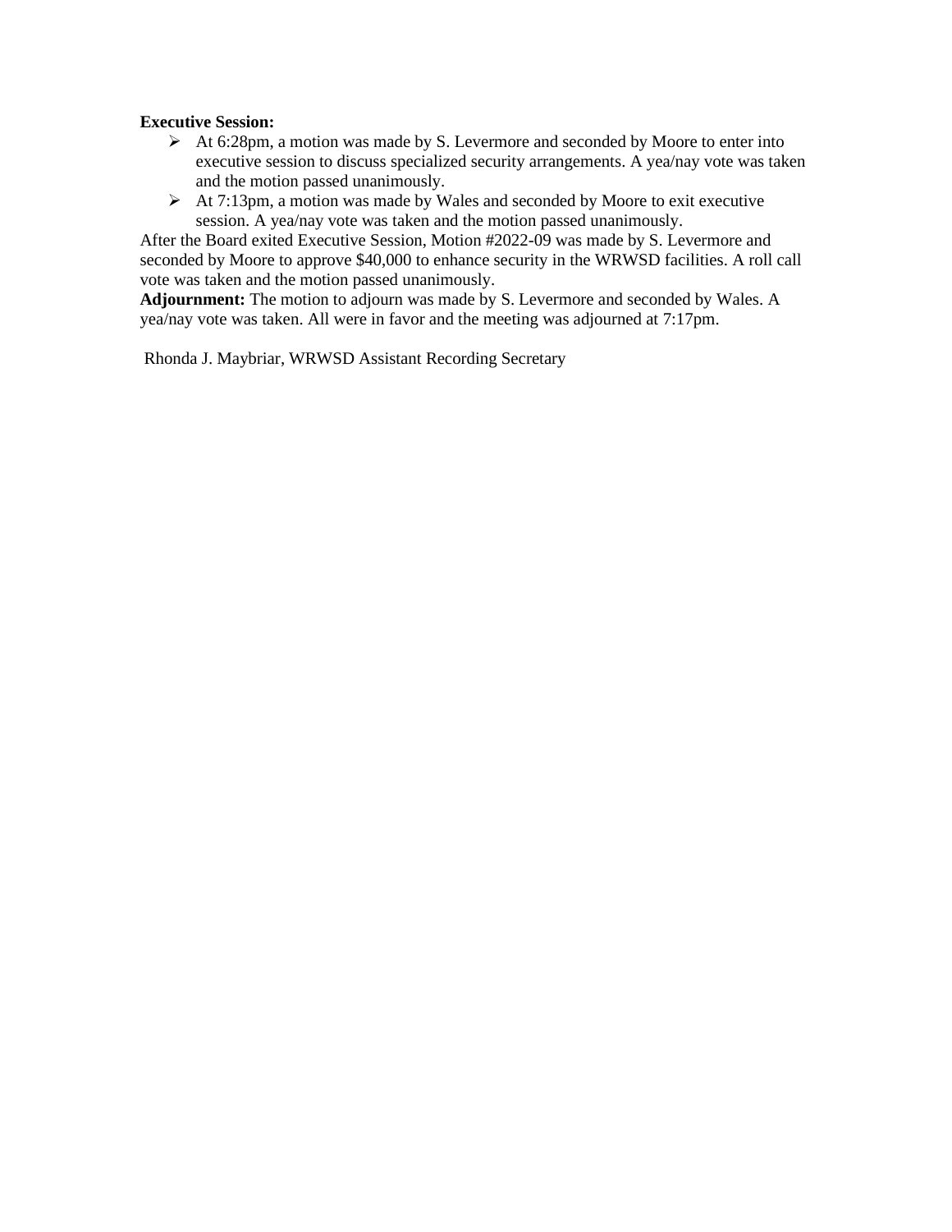**Executive Session:**

- At 6:28pm, a motion was made by S. Levermore and seconded by Moore to enter into executive session to discuss specialized security arrangements. A yea/nay vote was taken and the motion passed unanimously.
- At 7:13pm, a motion was made by Wales and seconded by Moore to exit executive session. A yea/nay vote was taken and the motion passed unanimously.

After the Board exited Executive Session, Motion #2022-09 was made by S. Levermore and seconded by Moore to approve $40,000 to enhance security in the WRWSD facilities. A roll call vote was taken and the motion passed unanimously.

**Adjournment:** The motion to adjourn was made by S. Levermore and seconded by Wales. A yea/nay vote was taken. All were in favor and the meeting was adjourned at 7:17pm.

Rhonda J. Maybriar, WRWSD Assistant Recording Secretary